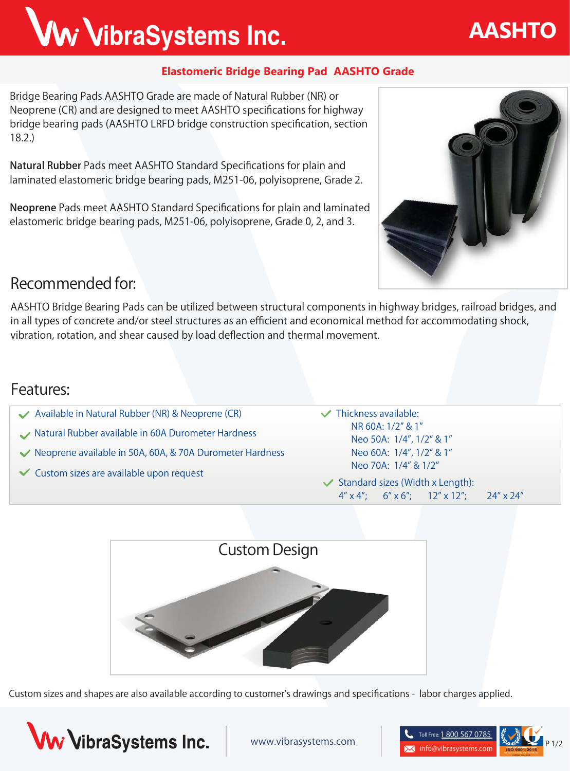# VibraSystems Inc.

**AASHTO**

## Elastomeric Bridge Bearing Pad AASHTO Grade

Bridge Bearing Pads AASHTO Grade are made of Natural Rubber (NR) or Neoprene (CR) and are designed to meet AASHTO specifications for highway bridge bearing pads (AASHTO LRFD bridge construction specification, section 18.2.)

**Natural Rubber** Pads meet AASHTO Standard Specifications for plain and laminated elastomeric bridge bearing pads, M251-06, polyisoprene, Grade 2.

**Neoprene** Pads meet AASHTO Standard Specifications for plain and laminated elastomeric bridge bearing pads, M251-06, polyisoprene, Grade 0, 2, and 3.

## Recommended for:

AASHTO Bridge Bearing Pads can be utilized between structural components in highway bridges, railroad bridges, and in all types of concrete and/or steel structures as an efficient and economical method for accommodating shock, vibration, rotation, and shear caused by load deflection and thermal movement.

## Features:

- Available in Natural Rubber (NR) & Neoprene (CR)
- Natural Rubber available in 60A Durometer Hardness
- Neoprene available in 50A, 60A, & 70A Durometer Hardness
- Custom sizes are available upon request
- Thickness available:
  - NR 60A: 1/2" & 1"
  - Neo 50A: 1/4", 1/2" & 1"
  - Neo 60A: 1/4", 1/2" & 1"
  - Neo 70A: 1/4" & 1/2"
- Standard sizes (Width x Length):
  4" x 4"; 6" x 6"; 12" x 12"; 24" x 24"

## Custom Design

Custom sizes and shapes are also available according to customer's drawings and specifications - labor charges applied.

VibraSystems Inc. | www.vibrasystems.com | Toll Free: 1 800 567 0785 | info@vibrasystems.com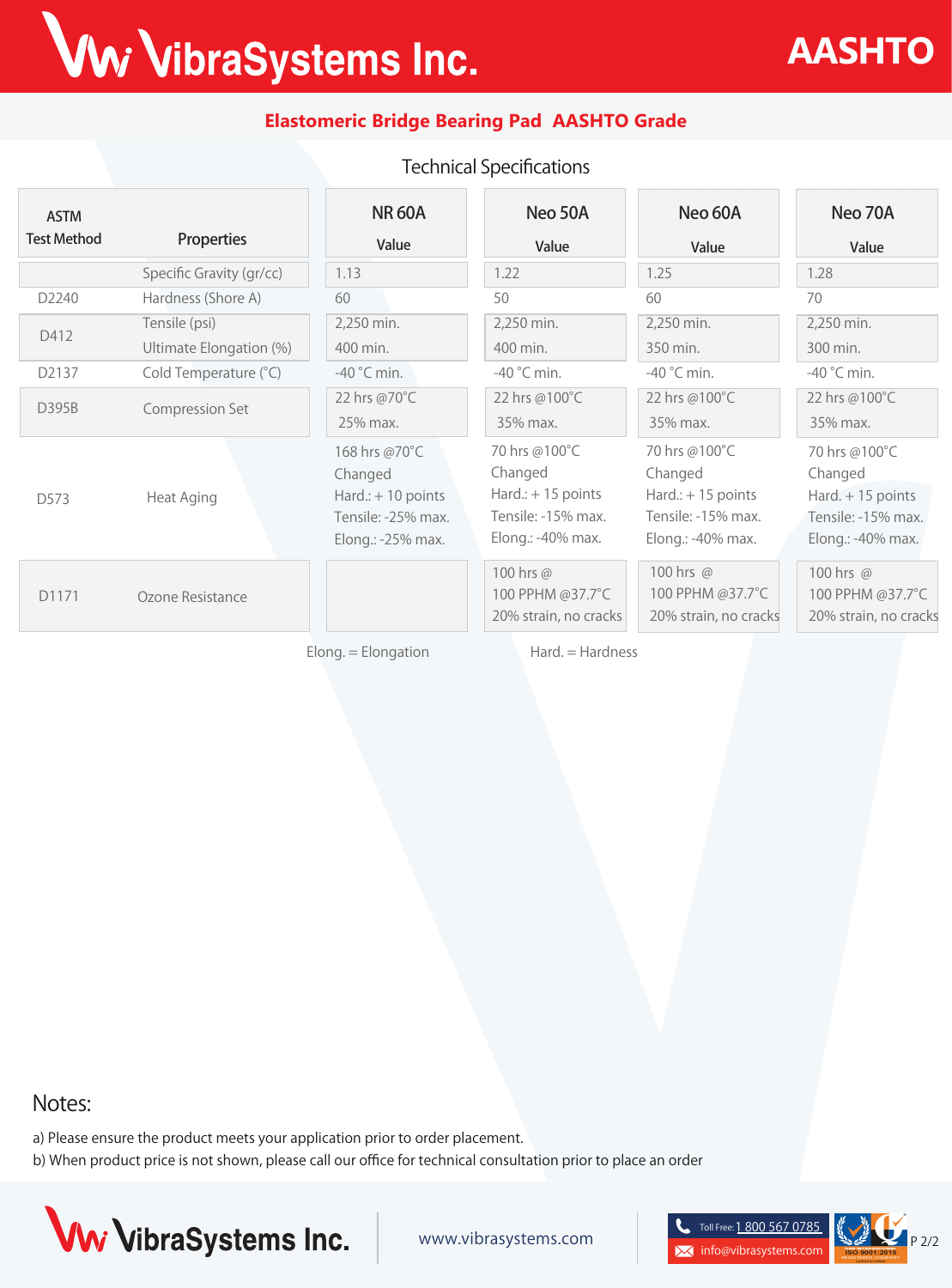## Elastomeric Bridge Bearing Pad AASHTO Grade

### Technical Specifications

| ASTM Test Method | Properties | NR 60A Value | Neo 50A Value | Neo 60A Value | Neo 70A Value |
|---|---|---|---|---|---|
| | Specific Gravity (gr/cc) | 1.13 | 1.22 | 1.25 | 1.28 |
| D2240 | Hardness (Shore A) | 60 | 50 | 60 | 70 |
| D412 | Tensile (psi) | 2,250 min. | 2,250 min. | 2,250 min. | 2,250 min. |
| | Ultimate Elongation (%) | 400 min. | 400 min. | 350 min. | 300 min. |
| D2137 | Cold Temperature (°C) | -40 °C min. | -40 °C min. | -40 °C min. | -40 °C min. |
| D395B | Compression Set | 22 hrs @70°C 25% max. | 22 hrs @100°C 35% max. | 22 hrs @100°C 35% max. | 22 hrs @100°C 35% max. |
| D573 | Heat Aging | 168 hrs @70°C Changed Hard.: + 10 points Tensile: -25% max. Elong.: -25% max. | 70 hrs @100°C Changed Hard.: + 15 points Tensile: -15% max. Elong.: -40% max. | 70 hrs @100°C Changed Hard.: + 15 points Tensile: -15% max. Elong.: -40% max. | 70 hrs @100°C Changed Hard. + 15 points Tensile: -15% max. Elong.: -40% max. |
| D1171 | Ozone Resistance | | 100 hrs @ 100 PPHM @37.7°C 20% strain, no cracks | 100 hrs @ 100 PPHM @37.7°C 20% strain, no cracks | 100 hrs @ 100 PPHM @37.7°C 20% strain, no cracks |

Elong. = Elongation    Hard. = Hardness

## Notes:

a) Please ensure the product meets your application prior to order placement.

b) When product price is not shown, please call our office for technical consultation prior to place an order